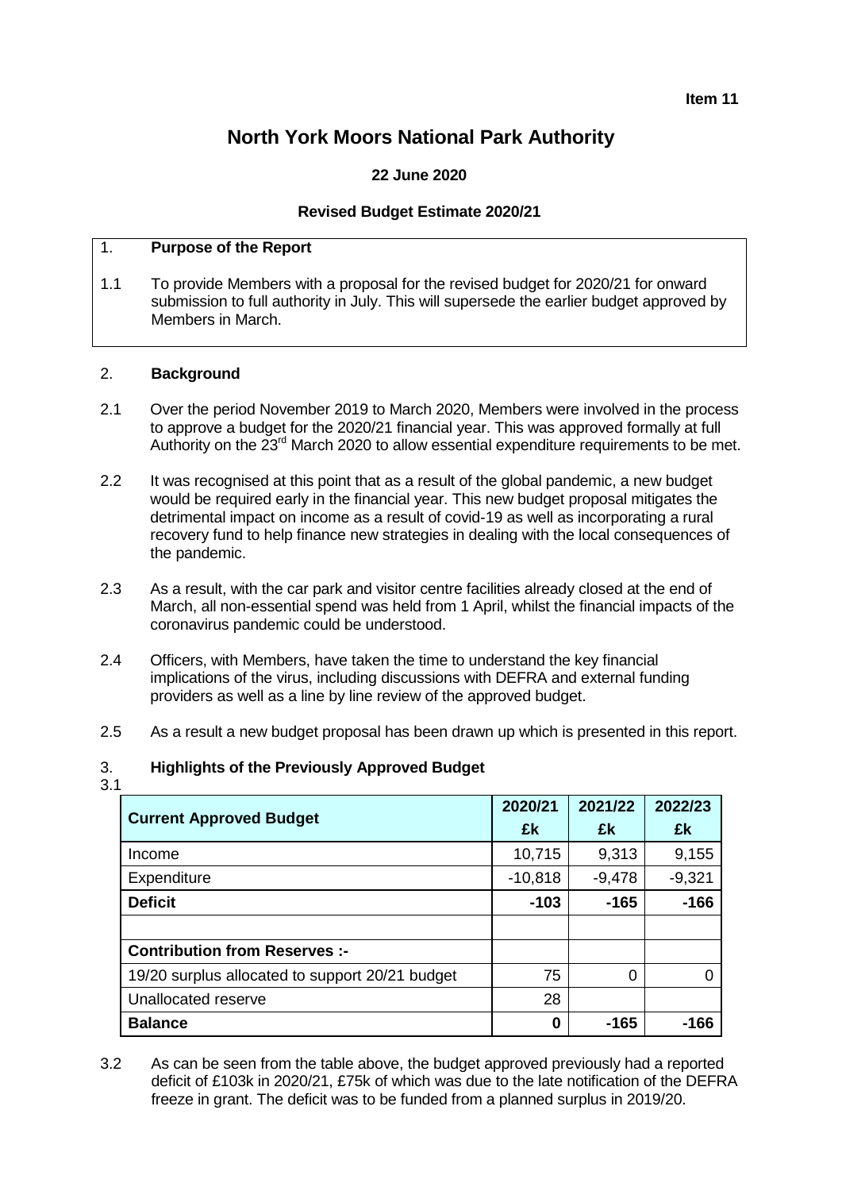**Item 11**

# North York Moors National Park Authority

**22 June 2020**

**Revised Budget Estimate 2020/21**

## 1. Purpose of the Report

1.1 To provide Members with a proposal for the revised budget for 2020/21 for onward submission to full authority in July. This will supersede the earlier budget approved by Members in March.

## 2. Background

2.1 Over the period November 2019 to March 2020, Members were involved in the process to approve a budget for the 2020/21 financial year. This was approved formally at full Authority on the 23rd March 2020 to allow essential expenditure requirements to be met.

2.2 It was recognised at this point that as a result of the global pandemic, a new budget would be required early in the financial year. This new budget proposal mitigates the detrimental impact on income as a result of covid-19 as well as incorporating a rural recovery fund to help finance new strategies in dealing with the local consequences of the pandemic.

2.3 As a result, with the car park and visitor centre facilities already closed at the end of March, all non-essential spend was held from 1 April, whilst the financial impacts of the coronavirus pandemic could be understood.

2.4 Officers, with Members, have taken the time to understand the key financial implications of the virus, including discussions with DEFRA and external funding providers as well as a line by line review of the approved budget.

2.5 As a result a new budget proposal has been drawn up which is presented in this report.

## 3. Highlights of the Previously Approved Budget

3.1

| **Current Approved Budget** | **2020/21 £k** | **2021/22 £k** | **2022/23 £k** |
|---|---|---|---|
| Income | 10,715 | 9,313 | 9,155 |
| Expenditure | -10,818 | -9,478 | -9,321 |
| **Deficit** | **-103** | **-165** | **-166** |
| | | | |
| **Contribution from Reserves :-** | | | |
| 19/20 surplus allocated to support 20/21 budget | 75 | 0 | 0 |
| Unallocated reserve | 28 | | |
| **Balance** | **0** | **-165** | **-166** |

3.2 As can be seen from the table above, the budget approved previously had a reported deficit of £103k in 2020/21, £75k of which was due to the late notification of the DEFRA freeze in grant. The deficit was to be funded from a planned surplus in 2019/20.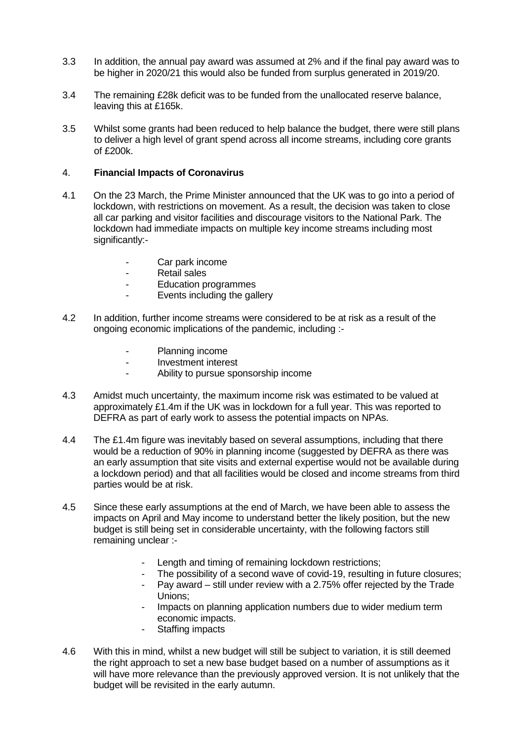3.3 In addition, the annual pay award was assumed at 2% and if the final pay award was to be higher in 2020/21 this would also be funded from surplus generated in 2019/20.

3.4 The remaining £28k deficit was to be funded from the unallocated reserve balance, leaving this at £165k.

3.5 Whilst some grants had been reduced to help balance the budget, there were still plans to deliver a high level of grant spend across all income streams, including core grants of £200k.

## 4. Financial Impacts of Coronavirus

4.1 On the 23 March, the Prime Minister announced that the UK was to go into a period of lockdown, with restrictions on movement. As a result, the decision was taken to close all car parking and visitor facilities and discourage visitors to the National Park. The lockdown had immediate impacts on multiple key income streams including most significantly:-

- Car park income
- Retail sales
- Education programmes
- Events including the gallery

4.2 In addition, further income streams were considered to be at risk as a result of the ongoing economic implications of the pandemic, including :-

- Planning income
- Investment interest
- Ability to pursue sponsorship income

4.3 Amidst much uncertainty, the maximum income risk was estimated to be valued at approximately £1.4m if the UK was in lockdown for a full year. This was reported to DEFRA as part of early work to assess the potential impacts on NPAs.

4.4 The £1.4m figure was inevitably based on several assumptions, including that there would be a reduction of 90% in planning income (suggested by DEFRA as there was an early assumption that site visits and external expertise would not be available during a lockdown period) and that all facilities would be closed and income streams from third parties would be at risk.

4.5 Since these early assumptions at the end of March, we have been able to assess the impacts on April and May income to understand better the likely position, but the new budget is still being set in considerable uncertainty, with the following factors still remaining unclear :-

- Length and timing of remaining lockdown restrictions;
- The possibility of a second wave of covid-19, resulting in future closures;
- Pay award – still under review with a 2.75% offer rejected by the Trade Unions;
- Impacts on planning application numbers due to wider medium term economic impacts.
- Staffing impacts

4.6 With this in mind, whilst a new budget will still be subject to variation, it is still deemed the right approach to set a new base budget based on a number of assumptions as it will have more relevance than the previously approved version. It is not unlikely that the budget will be revisited in the early autumn.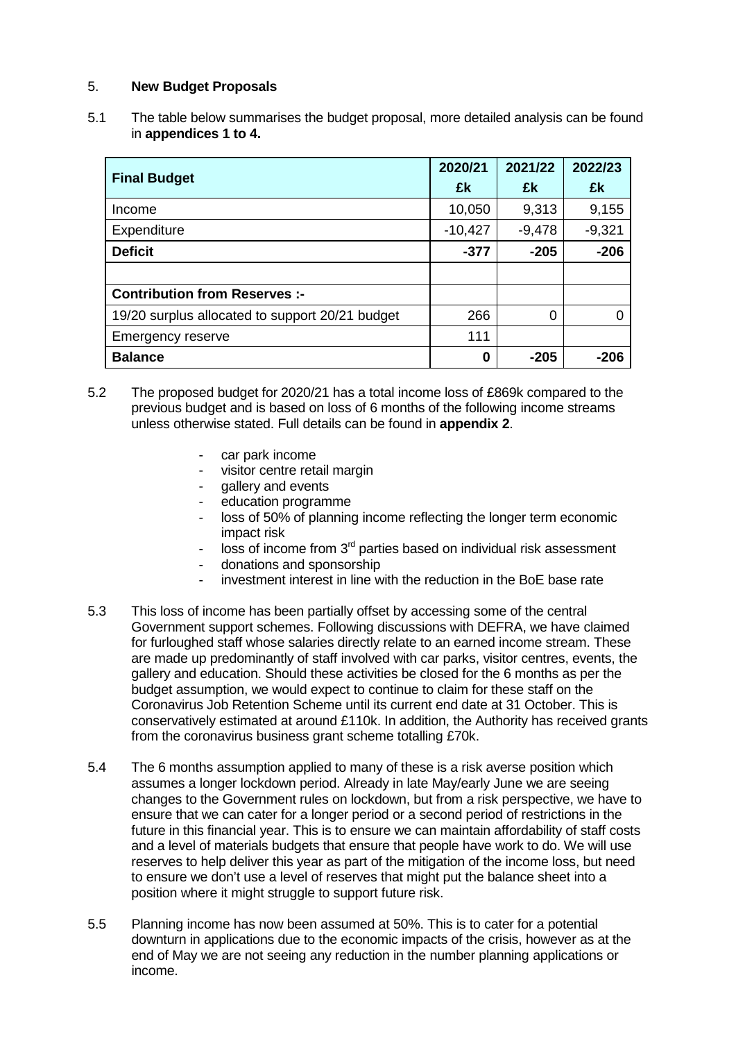## 5. **New Budget Proposals**

5.1 The table below summarises the budget proposal, more detailed analysis can be found in **appendices 1 to 4.**

| **Final Budget** | **2020/21 £k** | **2021/22 £k** | **2022/23 £k** |
|---|---|---|---|
| Income | 10,050 | 9,313 | 9,155 |
| Expenditure | -10,427 | -9,478 | -9,321 |
| **Deficit** | **-377** | **-205** | **-206** |
| | | | |
| **Contribution from Reserves :-** | | | |
| 19/20 surplus allocated to support 20/21 budget | 266 | 0 | 0 |
| Emergency reserve | 111 | | |
| **Balance** | **0** | **-205** | **-206** |

5.2 The proposed budget for 2020/21 has a total income loss of £869k compared to the previous budget and is based on loss of 6 months of the following income streams unless otherwise stated. Full details can be found in **appendix 2**.

- car park income
- visitor centre retail margin
- gallery and events
- education programme
- loss of 50% of planning income reflecting the longer term economic impact risk
- loss of income from 3rd parties based on individual risk assessment
- donations and sponsorship
- investment interest in line with the reduction in the BoE base rate

5.3 This loss of income has been partially offset by accessing some of the central Government support schemes. Following discussions with DEFRA, we have claimed for furloughed staff whose salaries directly relate to an earned income stream. These are made up predominantly of staff involved with car parks, visitor centres, events, the gallery and education. Should these activities be closed for the 6 months as per the budget assumption, we would expect to continue to claim for these staff on the Coronavirus Job Retention Scheme until its current end date at 31 October. This is conservatively estimated at around £110k. In addition, the Authority has received grants from the coronavirus business grant scheme totalling £70k.

5.4 The 6 months assumption applied to many of these is a risk averse position which assumes a longer lockdown period. Already in late May/early June we are seeing changes to the Government rules on lockdown, but from a risk perspective, we have to ensure that we can cater for a longer period or a second period of restrictions in the future in this financial year. This is to ensure we can maintain affordability of staff costs and a level of materials budgets that ensure that people have work to do. We will use reserves to help deliver this year as part of the mitigation of the income loss, but need to ensure we don't use a level of reserves that might put the balance sheet into a position where it might struggle to support future risk.

5.5 Planning income has now been assumed at 50%. This is to cater for a potential downturn in applications due to the economic impacts of the crisis, however as at the end of May we are not seeing any reduction in the number planning applications or income.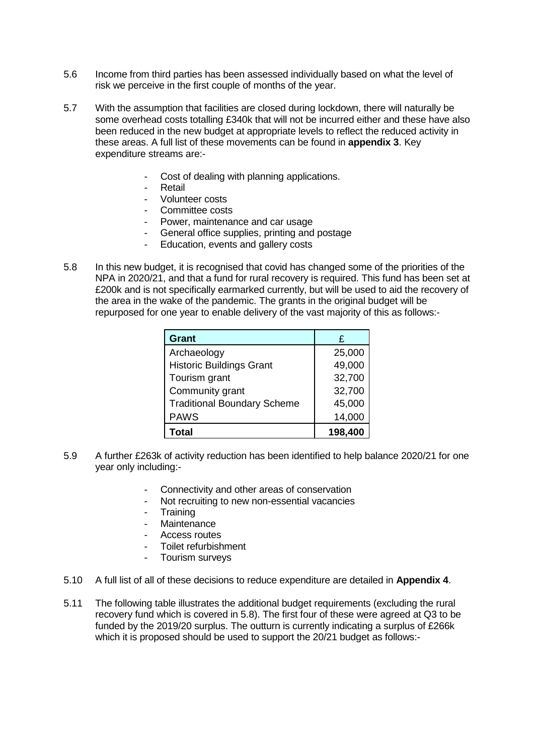5.6 Income from third parties has been assessed individually based on what the level of risk we perceive in the first couple of months of the year.

5.7 With the assumption that facilities are closed during lockdown, there will naturally be some overhead costs totalling £340k that will not be incurred either and these have also been reduced in the new budget at appropriate levels to reflect the reduced activity in these areas. A full list of these movements can be found in **appendix 3**. Key expenditure streams are:-

- Cost of dealing with planning applications.
- Retail
- Volunteer costs
- Committee costs
- Power, maintenance and car usage
- General office supplies, printing and postage
- Education, events and gallery costs

5.8 In this new budget, it is recognised that covid has changed some of the priorities of the NPA in 2020/21, and that a fund for rural recovery is required. This fund has been set at £200k and is not specifically earmarked currently, but will be used to aid the recovery of the area in the wake of the pandemic. The grants in the original budget will be repurposed for one year to enable delivery of the vast majority of this as follows:-

| Grant | £ |
|---|---|
| Archaeology | 25,000 |
| Historic Buildings Grant | 49,000 |
| Tourism grant | 32,700 |
| Community grant | 32,700 |
| Traditional Boundary Scheme | 45,000 |
| PAWS | 14,000 |
| **Total** | **198,400** |

5.9 A further £263k of activity reduction has been identified to help balance 2020/21 for one year only including:-

- Connectivity and other areas of conservation
- Not recruiting to new non-essential vacancies
- Training
- Maintenance
- Access routes
- Toilet refurbishment
- Tourism surveys

5.10 A full list of all of these decisions to reduce expenditure are detailed in **Appendix 4**.

5.11 The following table illustrates the additional budget requirements (excluding the rural recovery fund which is covered in 5.8). The first four of these were agreed at Q3 to be funded by the 2019/20 surplus. The outturn is currently indicating a surplus of £266k which it is proposed should be used to support the 20/21 budget as follows:-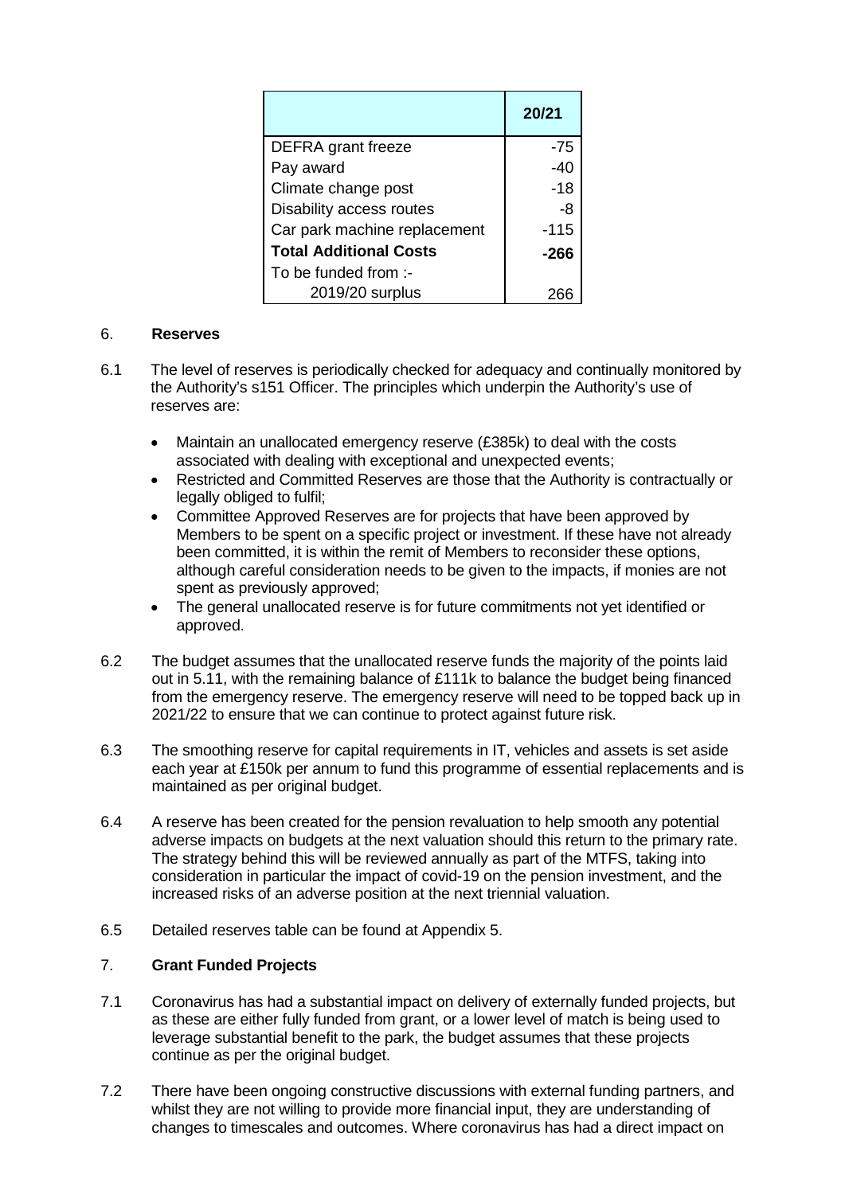| | 20/21 |
|---|---|
| DEFRA grant freeze | -75 |
| Pay award | -40 |
| Climate change post | -18 |
| Disability access routes | -8 |
| Car park machine replacement | -115 |
| **Total Additional Costs** | **-266** |
| To be funded from :- | |
| 2019/20 surplus | 266 |

## 6. Reserves

6.1 The level of reserves is periodically checked for adequacy and continually monitored by the Authority's s151 Officer. The principles which underpin the Authority's use of reserves are:

- Maintain an unallocated emergency reserve (£385k) to deal with the costs associated with dealing with exceptional and unexpected events;
- Restricted and Committed Reserves are those that the Authority is contractually or legally obliged to fulfil;
- Committee Approved Reserves are for projects that have been approved by Members to be spent on a specific project or investment. If these have not already been committed, it is within the remit of Members to reconsider these options, although careful consideration needs to be given to the impacts, if monies are not spent as previously approved;
- The general unallocated reserve is for future commitments not yet identified or approved.

6.2 The budget assumes that the unallocated reserve funds the majority of the points laid out in 5.11, with the remaining balance of £111k to balance the budget being financed from the emergency reserve. The emergency reserve will need to be topped back up in 2021/22 to ensure that we can continue to protect against future risk.

6.3 The smoothing reserve for capital requirements in IT, vehicles and assets is set aside each year at £150k per annum to fund this programme of essential replacements and is maintained as per original budget.

6.4 A reserve has been created for the pension revaluation to help smooth any potential adverse impacts on budgets at the next valuation should this return to the primary rate. The strategy behind this will be reviewed annually as part of the MTFS, taking into consideration in particular the impact of covid-19 on the pension investment, and the increased risks of an adverse position at the next triennial valuation.

6.5 Detailed reserves table can be found at Appendix 5.

## 7. Grant Funded Projects

7.1 Coronavirus has had a substantial impact on delivery of externally funded projects, but as these are either fully funded from grant, or a lower level of match is being used to leverage substantial benefit to the park, the budget assumes that these projects continue as per the original budget.

7.2 There have been ongoing constructive discussions with external funding partners, and whilst they are not willing to provide more financial input, they are understanding of changes to timescales and outcomes. Where coronavirus has had a direct impact on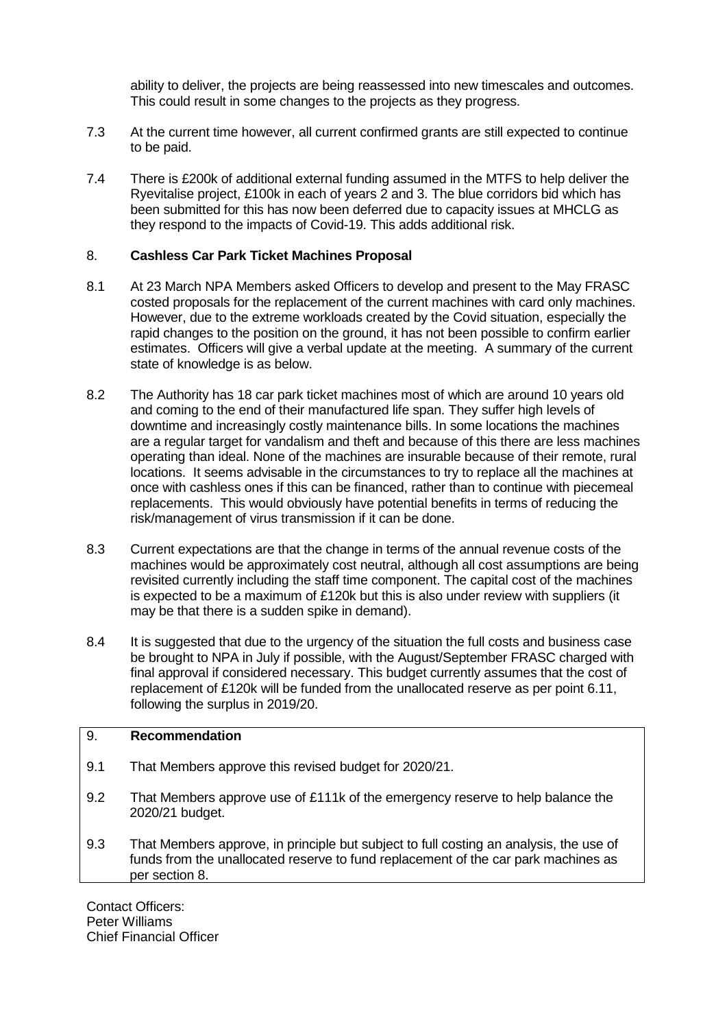ability to deliver, the projects are being reassessed into new timescales and outcomes. This could result in some changes to the projects as they progress.

7.3 At the current time however, all current confirmed grants are still expected to continue to be paid.

7.4 There is £200k of additional external funding assumed in the MTFS to help deliver the Ryevitalise project, £100k in each of years 2 and 3. The blue corridors bid which has been submitted for this has now been deferred due to capacity issues at MHCLG as they respond to the impacts of Covid-19. This adds additional risk.

## 8. **Cashless Car Park Ticket Machines Proposal**

8.1 At 23 March NPA Members asked Officers to develop and present to the May FRASC costed proposals for the replacement of the current machines with card only machines. However, due to the extreme workloads created by the Covid situation, especially the rapid changes to the position on the ground, it has not been possible to confirm earlier estimates. Officers will give a verbal update at the meeting. A summary of the current state of knowledge is as below.

8.2 The Authority has 18 car park ticket machines most of which are around 10 years old and coming to the end of their manufactured life span. They suffer high levels of downtime and increasingly costly maintenance bills. In some locations the machines are a regular target for vandalism and theft and because of this there are less machines operating than ideal. None of the machines are insurable because of their remote, rural locations. It seems advisable in the circumstances to try to replace all the machines at once with cashless ones if this can be financed, rather than to continue with piecemeal replacements. This would obviously have potential benefits in terms of reducing the risk/management of virus transmission if it can be done.

8.3 Current expectations are that the change in terms of the annual revenue costs of the machines would be approximately cost neutral, although all cost assumptions are being revisited currently including the staff time component. The capital cost of the machines is expected to be a maximum of £120k but this is also under review with suppliers (it may be that there is a sudden spike in demand).

8.4 It is suggested that due to the urgency of the situation the full costs and business case be brought to NPA in July if possible, with the August/September FRASC charged with final approval if considered necessary. This budget currently assumes that the cost of replacement of £120k will be funded from the unallocated reserve as per point 6.11, following the surplus in 2019/20.

## 9. **Recommendation**

9.1 That Members approve this revised budget for 2020/21.

9.2 That Members approve use of £111k of the emergency reserve to help balance the 2020/21 budget.

9.3 That Members approve, in principle but subject to full costing an analysis, the use of funds from the unallocated reserve to fund replacement of the car park machines as per section 8.

Contact Officers:
Peter Williams
Chief Financial Officer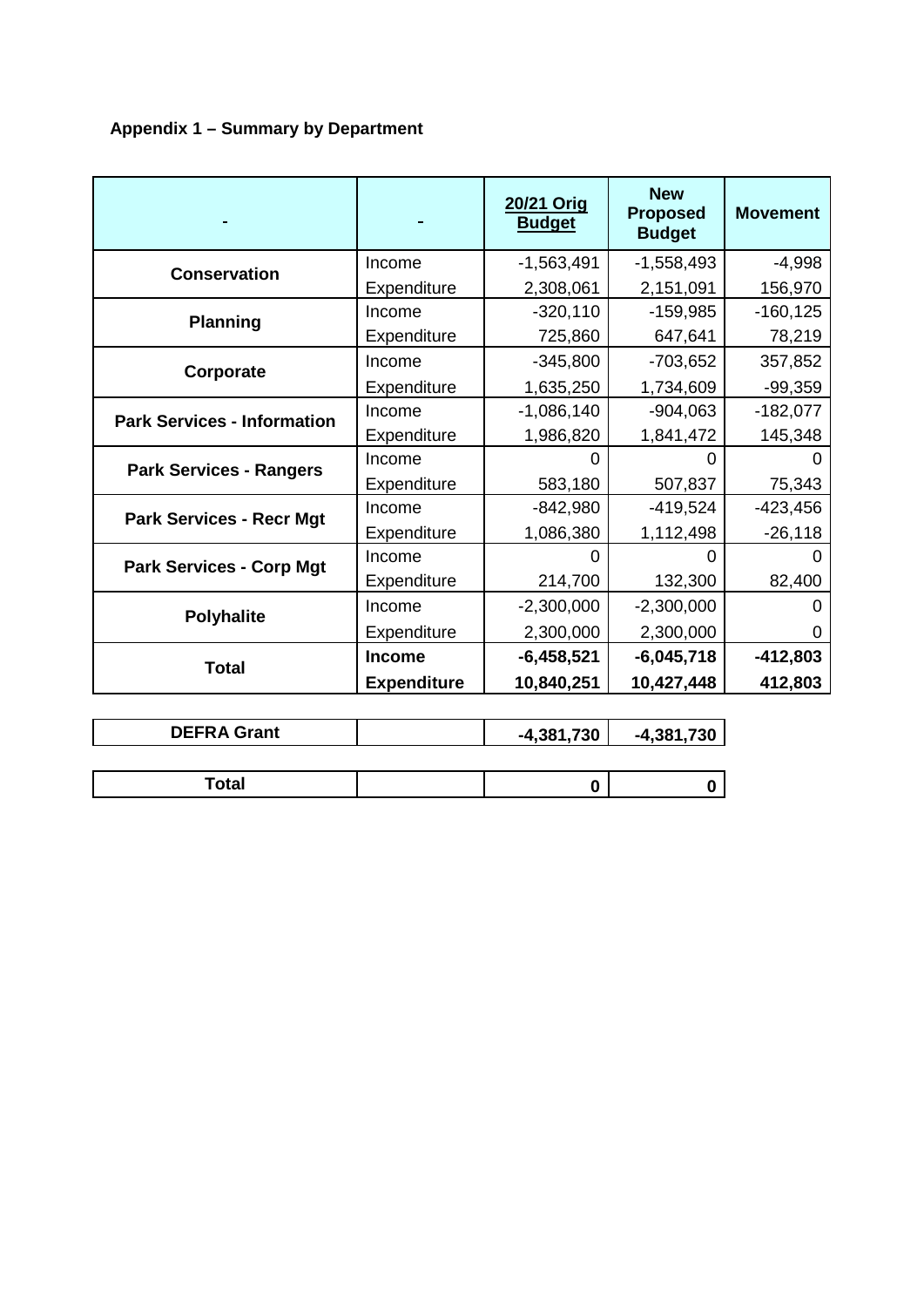**Appendix 1 – Summary by Department**

| - | - | 20/21 Orig Budget | New Proposed Budget | Movement |
|---|---|---|---|---|
| **Conservation** | Income | -1,563,491 | -1,558,493 | -4,998 |
| | Expenditure | 2,308,061 | 2,151,091 | 156,970 |
| **Planning** | Income | -320,110 | -159,985 | -160,125 |
| | Expenditure | 725,860 | 647,641 | 78,219 |
| **Corporate** | Income | -345,800 | -703,652 | 357,852 |
| | Expenditure | 1,635,250 | 1,734,609 | -99,359 |
| **Park Services - Information** | Income | -1,086,140 | -904,063 | -182,077 |
| | Expenditure | 1,986,820 | 1,841,472 | 145,348 |
| **Park Services - Rangers** | Income | 0 | 0 | 0 |
| | Expenditure | 583,180 | 507,837 | 75,343 |
| **Park Services - Recr Mgt** | Income | -842,980 | -419,524 | -423,456 |
| | Expenditure | 1,086,380 | 1,112,498 | -26,118 |
| **Park Services - Corp Mgt** | Income | 0 | 0 | 0 |
| | Expenditure | 214,700 | 132,300 | 82,400 |
| **Polyhalite** | Income | -2,300,000 | -2,300,000 | 0 |
| | Expenditure | 2,300,000 | 2,300,000 | 0 |
| **Total** | **Income** | **-6,458,521** | **-6,045,718** | **-412,803** |
| | **Expenditure** | **10,840,251** | **10,427,448** | **412,803** |

| | | | |
|---|---|---|---|
| **DEFRA Grant** | | **-4,381,730** | **-4,381,730** |

| | | | |
|---|---|---|---|
| **Total** | | **0** | **0** |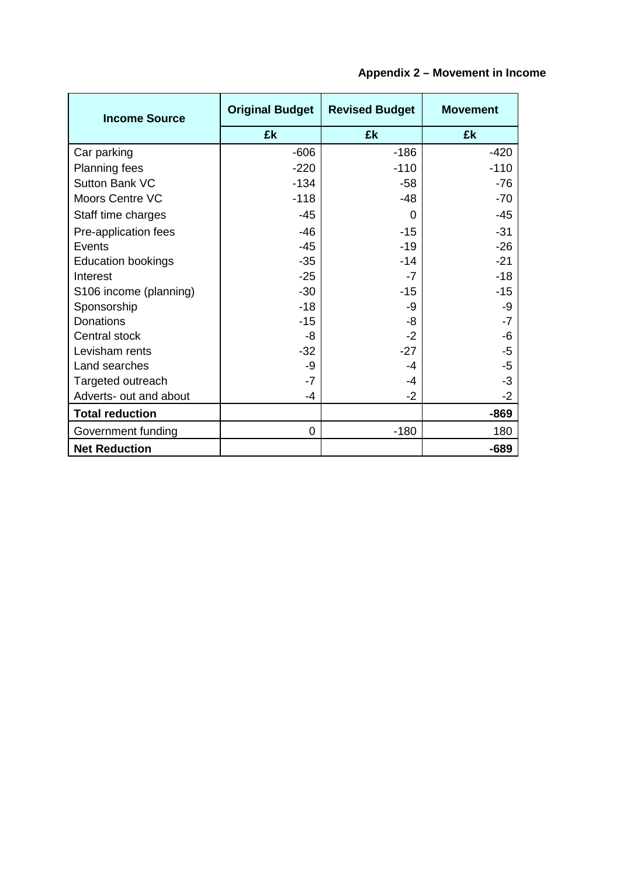**Appendix 2 – Movement in Income**

| Income Source | Original Budget | Revised Budget | Movement |
|---|---|---|---|
| | £k | £k | £k |
| Car parking | -606 | -186 | -420 |
| Planning fees | -220 | -110 | -110 |
| Sutton Bank VC | -134 | -58 | -76 |
| Moors Centre VC | -118 | -48 | -70 |
| Staff time charges | -45 | 0 | -45 |
| Pre-application fees | -46 | -15 | -31 |
| Events | -45 | -19 | -26 |
| Education bookings | -35 | -14 | -21 |
| Interest | -25 | -7 | -18 |
| S106 income (planning) | -30 | -15 | -15 |
| Sponsorship | -18 | -9 | -9 |
| Donations | -15 | -8 | -7 |
| Central stock | -8 | -2 | -6 |
| Levisham rents | -32 | -27 | -5 |
| Land searches | -9 | -4 | -5 |
| Targeted outreach | -7 | -4 | -3 |
| Adverts- out and about | -4 | -2 | -2 |
| **Total reduction** | | | **-869** |
| Government funding | 0 | -180 | 180 |
| **Net Reduction** | | | **-689** |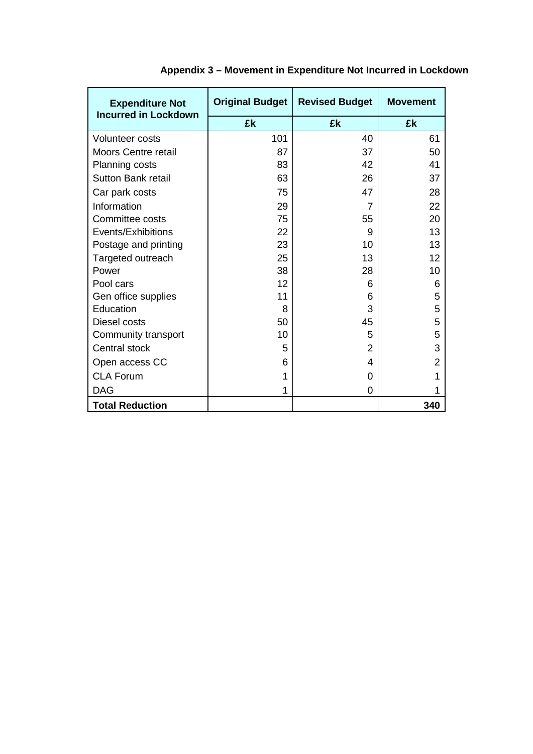**Appendix 3 – Movement in Expenditure Not Incurred in Lockdown**

| Expenditure Not Incurred in Lockdown | Original Budget | Revised Budget | Movement |
|---|---|---|---|
| | £k | £k | £k |
| Volunteer costs | 101 | 40 | 61 |
| Moors Centre retail | 87 | 37 | 50 |
| Planning costs | 83 | 42 | 41 |
| Sutton Bank retail | 63 | 26 | 37 |
| Car park costs | 75 | 47 | 28 |
| Information | 29 | 7 | 22 |
| Committee costs | 75 | 55 | 20 |
| Events/Exhibitions | 22 | 9 | 13 |
| Postage and printing | 23 | 10 | 13 |
| Targeted outreach | 25 | 13 | 12 |
| Power | 38 | 28 | 10 |
| Pool cars | 12 | 6 | 6 |
| Gen office supplies | 11 | 6 | 5 |
| Education | 8 | 3 | 5 |
| Diesel costs | 50 | 45 | 5 |
| Community transport | 10 | 5 | 5 |
| Central stock | 5 | 2 | 3 |
| Open access CC | 6 | 4 | 2 |
| CLA Forum | 1 | 0 | 1 |
| DAG | 1 | 0 | 1 |
| **Total Reduction** | | | **340** |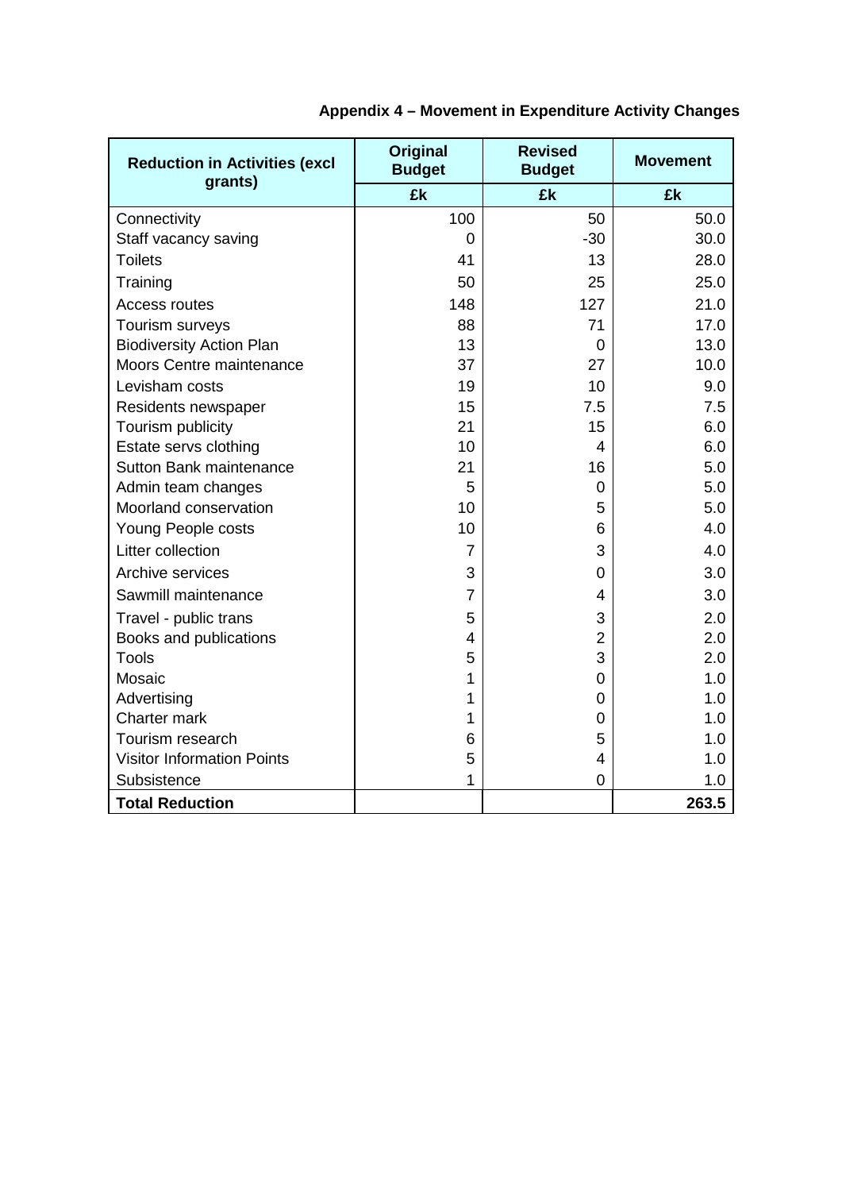**Appendix 4 – Movement in Expenditure Activity Changes**

| Reduction in Activities (excl grants) | Original Budget | Revised Budget | Movement |
|---|---|---|---|
| | £k | £k | £k |
| Connectivity | 100 | 50 | 50.0 |
| Staff vacancy saving | 0 | -30 | 30.0 |
| Toilets | 41 | 13 | 28.0 |
| Training | 50 | 25 | 25.0 |
| Access routes | 148 | 127 | 21.0 |
| Tourism surveys | 88 | 71 | 17.0 |
| Biodiversity Action Plan | 13 | 0 | 13.0 |
| Moors Centre maintenance | 37 | 27 | 10.0 |
| Levisham costs | 19 | 10 | 9.0 |
| Residents newspaper | 15 | 7.5 | 7.5 |
| Tourism publicity | 21 | 15 | 6.0 |
| Estate servs clothing | 10 | 4 | 6.0 |
| Sutton Bank maintenance | 21 | 16 | 5.0 |
| Admin team changes | 5 | 0 | 5.0 |
| Moorland conservation | 10 | 5 | 5.0 |
| Young People costs | 10 | 6 | 4.0 |
| Litter collection | 7 | 3 | 4.0 |
| Archive services | 3 | 0 | 3.0 |
| Sawmill maintenance | 7 | 4 | 3.0 |
| Travel - public trans | 5 | 3 | 2.0 |
| Books and publications | 4 | 2 | 2.0 |
| Tools | 5 | 3 | 2.0 |
| Mosaic | 1 | 0 | 1.0 |
| Advertising | 1 | 0 | 1.0 |
| Charter mark | 1 | 0 | 1.0 |
| Tourism research | 6 | 5 | 1.0 |
| Visitor Information Points | 5 | 4 | 1.0 |
| Subsistence | 1 | 0 | 1.0 |
| **Total Reduction** | | | **263.5** |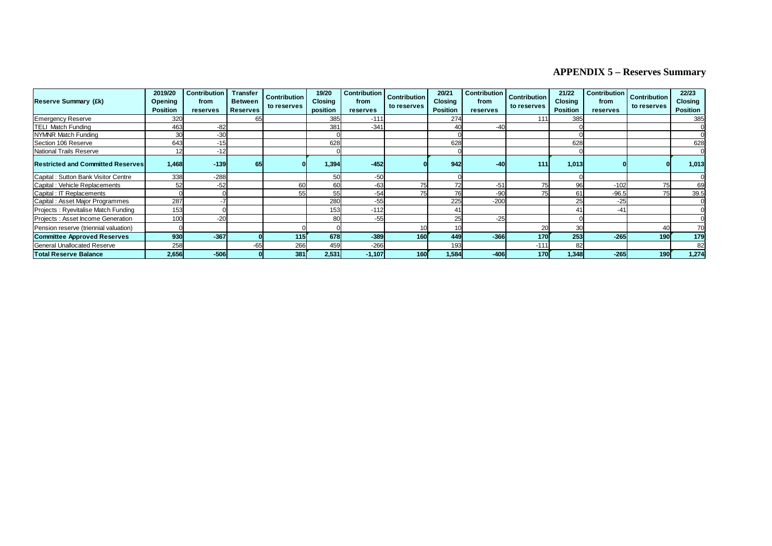# APPENDIX 5 – Reserves Summary

| Reserve Summary (£k) | 2019/20 Opening Position | Contribution from reserves | Transfer Between Reserves | Contribution to reserves | 19/20 Closing position | Contribution from reserves | Contribution to reserves | 20/21 Closing Position | Contribution from reserves | Contribution to reserves | 21/22 Closing Position | Contribution from reserves | Contribution to reserves | 22/23 Closing Position |
|---|---|---|---|---|---|---|---|---|---|---|---|---|---|---|
| Emergency Reserve | 320 | | 65 | | 385 | -111 | | 274 | | 111 | 385 | | | 385 |
| TELI Match Funding | 463 | -82 | | | 381 | -341 | | 40 | -40 | | 0 | | | 0 |
| NYMNR Match Funding | 30 | -30 | | | 0 | | | 0 | | | 0 | | | 0 |
| Section 106 Reserve | 643 | -15 | | | 628 | | | 628 | | | 628 | | | 628 |
| National Trails Reserve | 12 | -12 | | | 0 | | | 0 | | | 0 | | | 0 |
| **Restricted and Committed Reserves** | **1,468** | **-139** | **65** | **0** | **1,394** | **-452** | **0** | **942** | **-40** | **111** | **1,013** | **0** | **0** | **1,013** |
| Capital : Sutton Bank Visitor Centre | 338 | -288 | | | 50 | -50 | | 0 | | | 0 | | | 0 |
| Capital : Vehicle Replacements | 52 | -52 | | 60 | 60 | -63 | 75 | 72 | -51 | 75 | 96 | -102 | 75 | 69 |
| Capital : IT Replacements | 0 | 0 | | 55 | 55 | -54 | 75 | 76 | -90 | 75 | 61 | -96.5 | 75 | 39.5 |
| Capital : Asset Major Programmes | 287 | -7 | | | 280 | -55 | | 225 | -200 | | 25 | -25 | | 0 |
| Projects : Ryevitalise Match Funding | 153 | 0 | | | 153 | -112 | | 41 | | | 41 | -41 | | 0 |
| Projects : Asset Income Generation | 100 | -20 | | | 80 | -55 | | 25 | -25 | | 0 | | | 0 |
| Pension reserve (triennial valuation) | 0 | | | 0 | 0 | | 10 | 10 | | 20 | 30 | | 40 | 70 |
| **Committee Approved Reserves** | **930** | **-367** | **0** | **115** | **678** | **-389** | **160** | **449** | **-366** | **170** | **253** | **-265** | **190** | **179** |
| General Unallocated Reserve | 258 | | -65 | 266 | 459 | -266 | | 193 | | -111 | 82 | | | 82 |
| **Total Reserve Balance** | **2,656** | **-506** | **0** | **381** | **2,531** | **-1,107** | **160** | **1,584** | **-406** | **170** | **1,348** | **-265** | **190** | **1,274** |